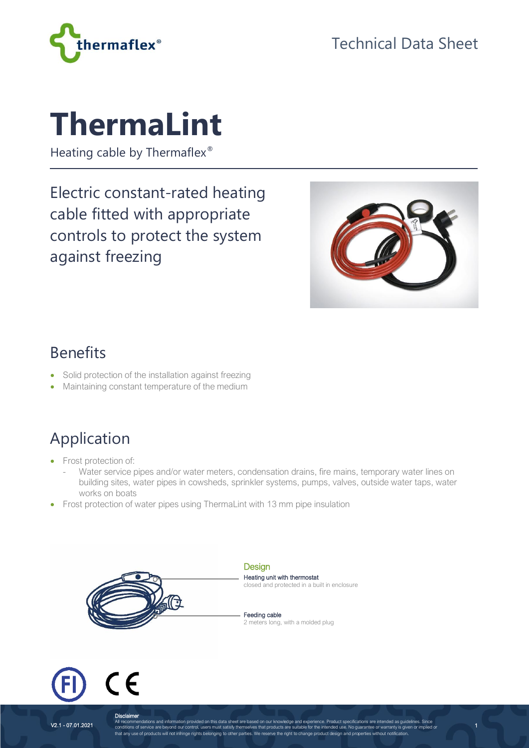Technical Data Sheet

# ThermaLint

Heating cable by Thermaflex®

Electric constant-rated heating cable fitted with appropriate controls to protect the system against freezing

## Benefits

- Solid protection of the installation against freezing
- Maintaining constant temperature of the medium

## Application

- Frost protection of:
  - Water service pipes and/or water meters, condensation drains, fire mains, temporary water lines on building sites, water pipes in cowsheds, sprinkler systems, pumps, valves, outside water taps, water works on boats
- Frost protection of water pipes using ThermaLint with 13 mm pipe insulation

### Design

**Heating unit with thermostat**
closed and protected in a built in enclosure

**Feeding cable**
2 meters long, with a molded plug

V2.1 - 07.01.2021

**Disclaimer**
All recommendations and information provided on this data sheet are based on our knowledge and experience. Product specifications are intended as guidelines. Since conditions of service are beyond our control, users must satisfy themselves that products are suitable for the intended use. No guarantee or warranty is given or implied or that any use of products will not infringe rights belonging to other parties. We reserve the right to change product design and properties without notification.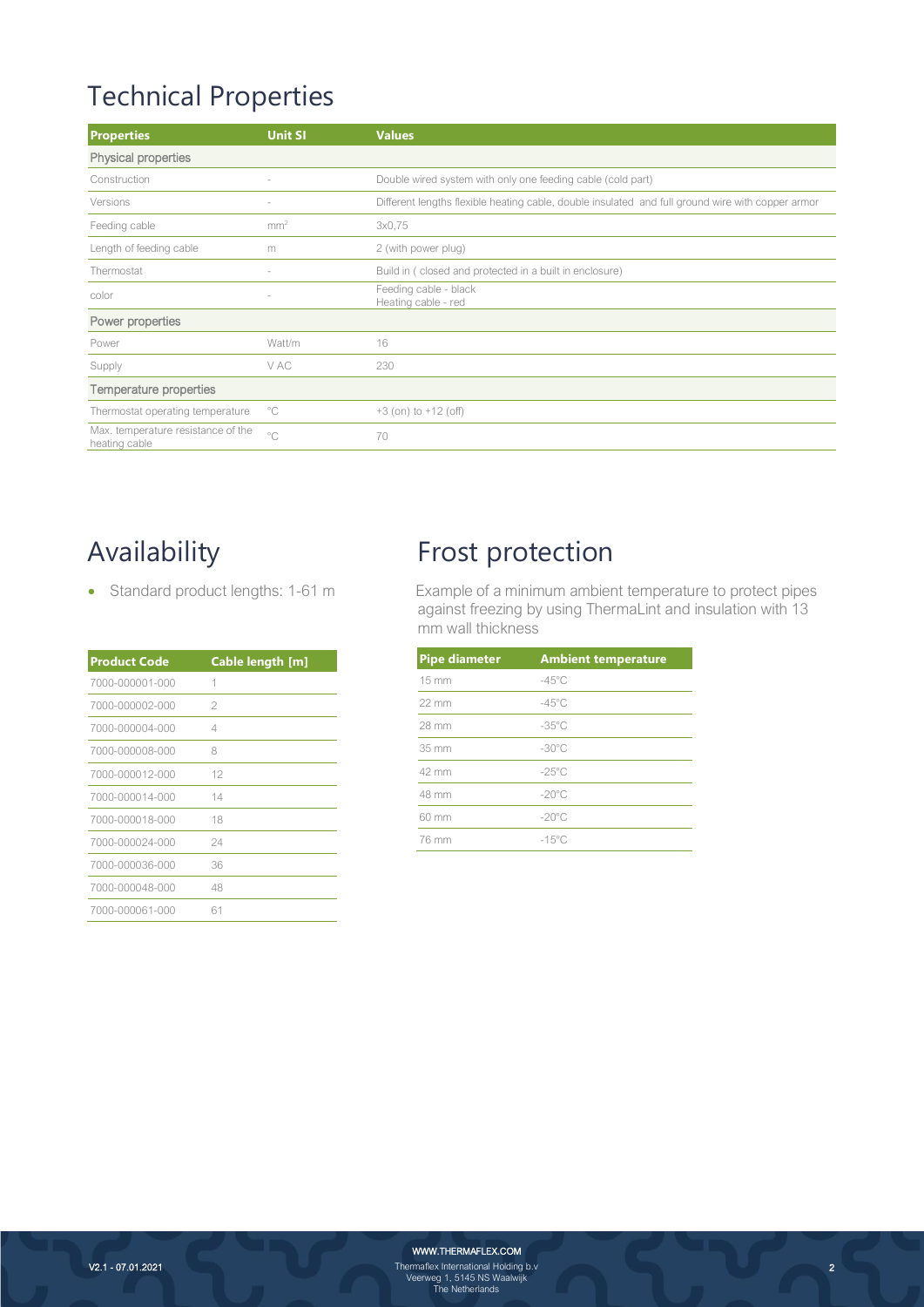# Technical Properties

| Properties | Unit SI | Values |
|---|---|---|
| Physical properties | | |
| Construction | - | Double wired system with only one feeding cable (cold part) |
| Versions | - | Different lengths flexible heating cable, double insulated and full ground wire with copper armor |
| Feeding cable | $mm^2$ | 3x0,75 |
| Length of feeding cable | m | 2 (with power plug) |
| Thermostat | - | Build in ( closed and protected in a built in enclosure) |
| color | - | Feeding cable - black<br>Heating cable - red |
| Power properties | | |
| Power | Watt/m | 16 |
| Supply | V AC | 230 |
| Temperature properties | | |
| Thermostat operating temperature | °C | +3 (on) to +12 (off) |
| Max. temperature resistance of the heating cable | °C | 70 |

# Availability

- Standard product lengths: 1-61 m

| Product Code | Cable length [m] |
|---|---|
| 7000-000001-000 | 1 |
| 7000-000002-000 | 2 |
| 7000-000004-000 | 4 |
| 7000-000008-000 | 8 |
| 7000-000012-000 | 12 |
| 7000-000014-000 | 14 |
| 7000-000018-000 | 18 |
| 7000-000024-000 | 24 |
| 7000-000036-000 | 36 |
| 7000-000048-000 | 48 |
| 7000-000061-000 | 61 |

# Frost protection

Example of a minimum ambient temperature to protect pipes against freezing by using ThermaLint and insulation with 13 mm wall thickness

| Pipe diameter | Ambient temperature |
|---|---|
| 15 mm | -45°C |
| 22 mm | -45°C |
| 28 mm | -35°C |
| 35 mm | -30°C |
| 42 mm | -25°C |
| 48 mm | -20°C |
| 60 mm | -20°C |
| 76 mm | -15°C |

V2.1 - 07.01.2021

WWW.THERMAFLEX.COM
Thermaflex International Holding b.v
Veerweg 1, 5145 NS Waalwijk
The Netherlands